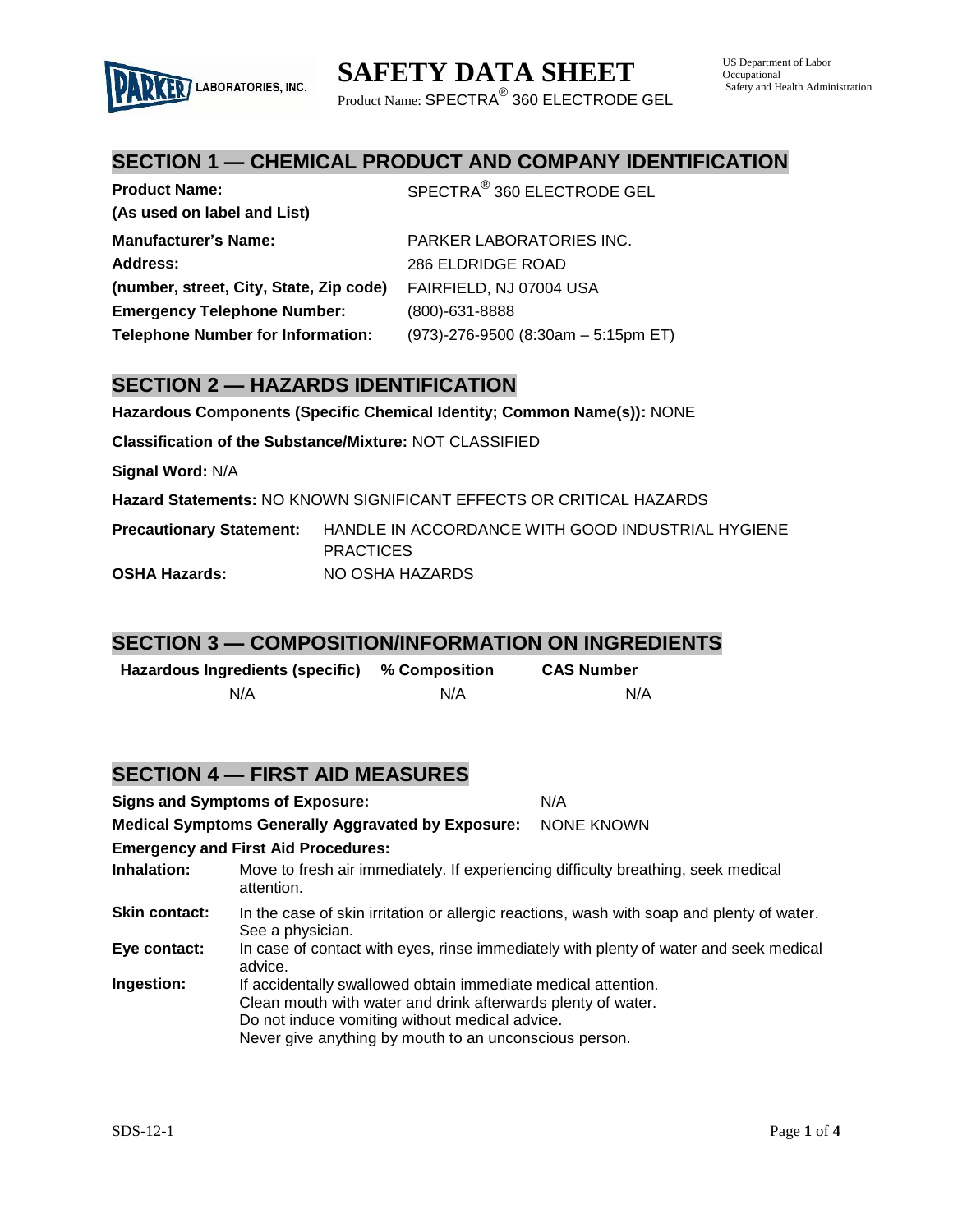PARKER LABORATORIES, INC.

# SAFETY DATA SHEET

Product Name: SPECTRA® 360 ELECTRODE GEL

US Department of Labor
Occupational
Safety and Health Administration

## SECTION 1 — CHEMICAL PRODUCT AND COMPANY IDENTIFICATION

| | |
|---|---|
| **Product Name:** | SPECTRA® 360 ELECTRODE GEL |
| **(As used on label and List)** | |
| **Manufacturer's Name:** | PARKER LABORATORIES INC. |
| **Address:** | 286 ELDRIDGE ROAD |
| **(number, street, City, State, Zip code)** | FAIRFIELD, NJ 07004 USA |
| **Emergency Telephone Number:** | (800)-631-8888 |
| **Telephone Number for Information:** | (973)-276-9500 (8:30am – 5:15pm ET) |

## SECTION 2 — HAZARDS IDENTIFICATION

**Hazardous Components (Specific Chemical Identity; Common Name(s)):** NONE

**Classification of the Substance/Mixture:** NOT CLASSIFIED

**Signal Word:** N/A

**Hazard Statements:** NO KNOWN SIGNIFICANT EFFECTS OR CRITICAL HAZARDS

**Precautionary Statement:** HANDLE IN ACCORDANCE WITH GOOD INDUSTRIAL HYGIENE PRACTICES

**OSHA Hazards:** NO OSHA HAZARDS

## SECTION 3 — COMPOSITION/INFORMATION ON INGREDIENTS

| Hazardous Ingredients (specific) | % Composition | CAS Number |
|---|---|---|
| N/A | N/A | N/A |

## SECTION 4 — FIRST AID MEASURES

**Signs and Symptoms of Exposure:** N/A

**Medical Symptoms Generally Aggravated by Exposure:** NONE KNOWN

**Emergency and First Aid Procedures:**

**Inhalation:** Move to fresh air immediately. If experiencing difficulty breathing, seek medical attention.

**Skin contact:** In the case of skin irritation or allergic reactions, wash with soap and plenty of water. See a physician.

**Eye contact:** In case of contact with eyes, rinse immediately with plenty of water and seek medical advice.

**Ingestion:** If accidentally swallowed obtain immediate medical attention.
Clean mouth with water and drink afterwards plenty of water.
Do not induce vomiting without medical advice.
Never give anything by mouth to an unconscious person.

SDS-12-1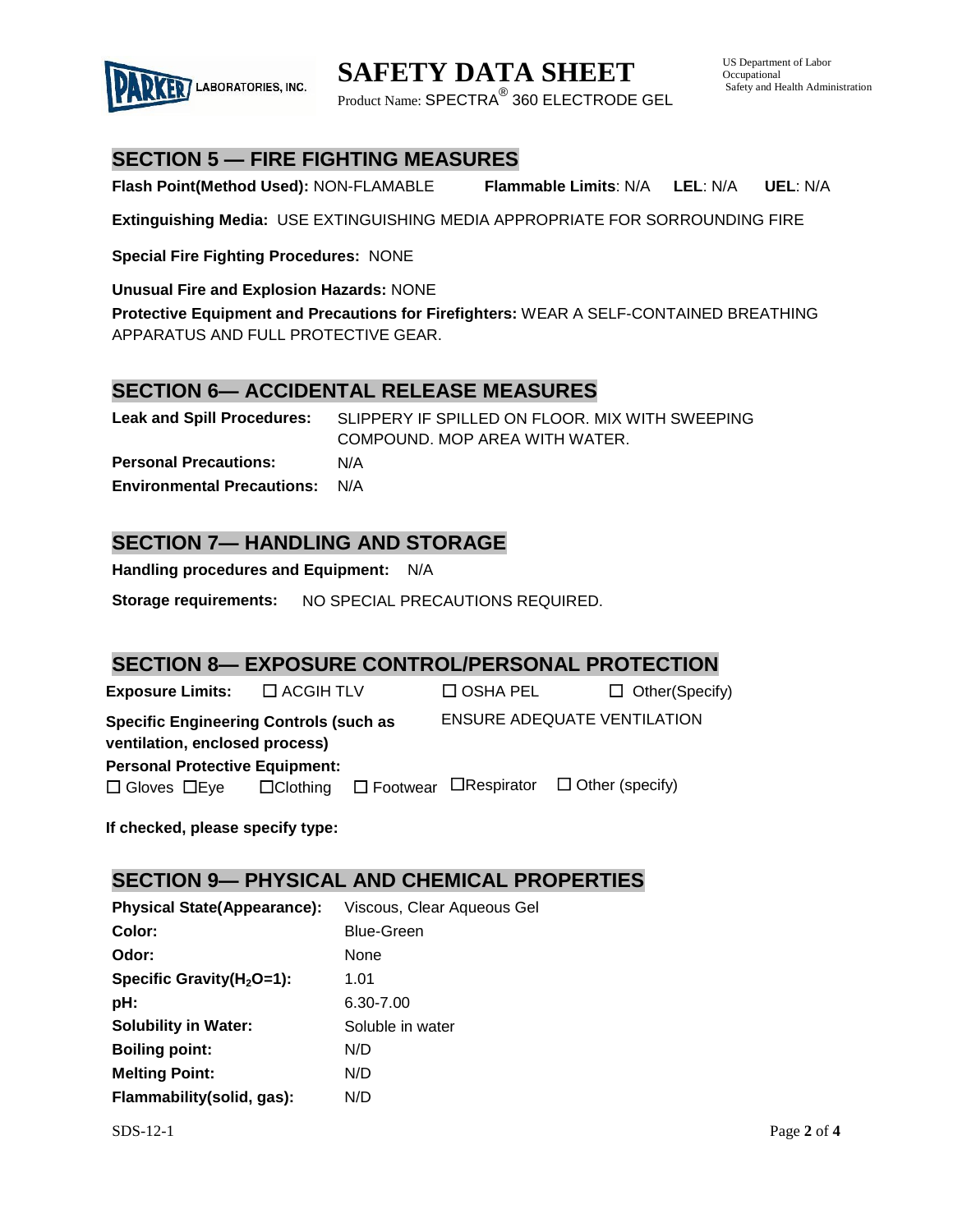## SECTION 5 — FIRE FIGHTING MEASURES

**Flash Point(Method Used):** NON-FLAMABLE **Flammable Limits**: N/A **LEL**: N/A **UEL**: N/A

**Extinguishing Media:** USE EXTINGUISHING MEDIA APPROPRIATE FOR SORROUNDING FIRE

**Special Fire Fighting Procedures:** NONE

**Unusual Fire and Explosion Hazards:** NONE

**Protective Equipment and Precautions for Firefighters:** WEAR A SELF-CONTAINED BREATHING APPARATUS AND FULL PROTECTIVE GEAR.

## SECTION 6— ACCIDENTAL RELEASE MEASURES

**Leak and Spill Procedures:** SLIPPERY IF SPILLED ON FLOOR. MIX WITH SWEEPING COMPOUND. MOP AREA WITH WATER.

**Personal Precautions:** N/A

**Environmental Precautions:** N/A

## SECTION 7— HANDLING AND STORAGE

**Handling procedures and Equipment:** N/A

**Storage requirements:** NO SPECIAL PRECAUTIONS REQUIRED.

## SECTION 8— EXPOSURE CONTROL/PERSONAL PROTECTION

**Exposure Limits:** ☐ ACGIH TLV ☐ OSHA PEL ☐ Other(Specify)

**Specific Engineering Controls (such as ventilation, enclosed process)** ENSURE ADEQUATE VENTILATION

**Personal Protective Equipment:**

☐ Gloves ☐Eye ☐Clothing ☐ Footwear ☐Respirator ☐ Other (specify)

**If checked, please specify type:**

## SECTION 9— PHYSICAL AND CHEMICAL PROPERTIES

| | |
|---|---|
| **Physical State(Appearance):** | Viscous, Clear Aqueous Gel |
| **Color:** | Blue-Green |
| **Odor:** | None |
| **Specific Gravity($H_2O$=1):** | 1.01 |
| **pH:** | 6.30-7.00 |
| **Solubility in Water:** | Soluble in water |
| **Boiling point:** | N/D |
| **Melting Point:** | N/D |
| **Flammability(solid, gas):** | N/D |

SDS-12-1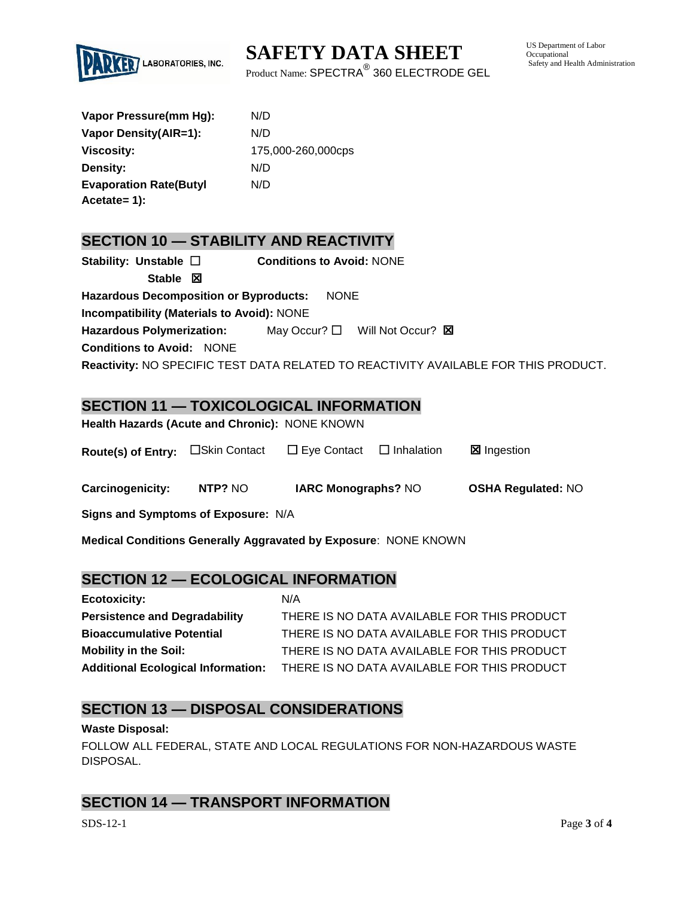| | |
|---|---|
| **Vapor Pressure(mm Hg):** | N/D |
| **Vapor Density(AIR=1):** | N/D |
| **Viscosity:** | 175,000-260,000cps |
| **Density:** | N/D |
| **Evaporation Rate(Butyl Acetate= 1):** | N/D |

## SECTION 10 — STABILITY AND REACTIVITY

**Stability:** **Unstable** ☐ **Stable** ☒

**Conditions to Avoid:** NONE

**Hazardous Decomposition or Byproducts:** NONE

**Incompatibility (Materials to Avoid):** NONE

**Hazardous Polymerization:** May Occur? ☐ Will Not Occur? ☒

**Conditions to Avoid:** NONE

**Reactivity:** NO SPECIFIC TEST DATA RELATED TO REACTIVITY AVAILABLE FOR THIS PRODUCT.

## SECTION 11 — TOXICOLOGICAL INFORMATION

**Health Hazards (Acute and Chronic):** NONE KNOWN

**Route(s) of Entry:** ☐Skin Contact ☐ Eye Contact ☐ Inhalation ☒ Ingestion

**Carcinogenicity:** **NTP?** NO **IARC Monographs?** NO **OSHA Regulated:** NO

**Signs and Symptoms of Exposure:** N/A

**Medical Conditions Generally Aggravated by Exposure**: NONE KNOWN

## SECTION 12 — ECOLOGICAL INFORMATION

| | |
|---|---|
| **Ecotoxicity:** | N/A |
| **Persistence and Degradability** | THERE IS NO DATA AVAILABLE FOR THIS PRODUCT |
| **Bioaccumulative Potential** | THERE IS NO DATA AVAILABLE FOR THIS PRODUCT |
| **Mobility in the Soil:** | THERE IS NO DATA AVAILABLE FOR THIS PRODUCT |
| **Additional Ecological Information:** | THERE IS NO DATA AVAILABLE FOR THIS PRODUCT |

## SECTION 13 — DISPOSAL CONSIDERATIONS

**Waste Disposal:**

FOLLOW ALL FEDERAL, STATE AND LOCAL REGULATIONS FOR NON-HAZARDOUS WASTE DISPOSAL.

## SECTION 14 — TRANSPORT INFORMATION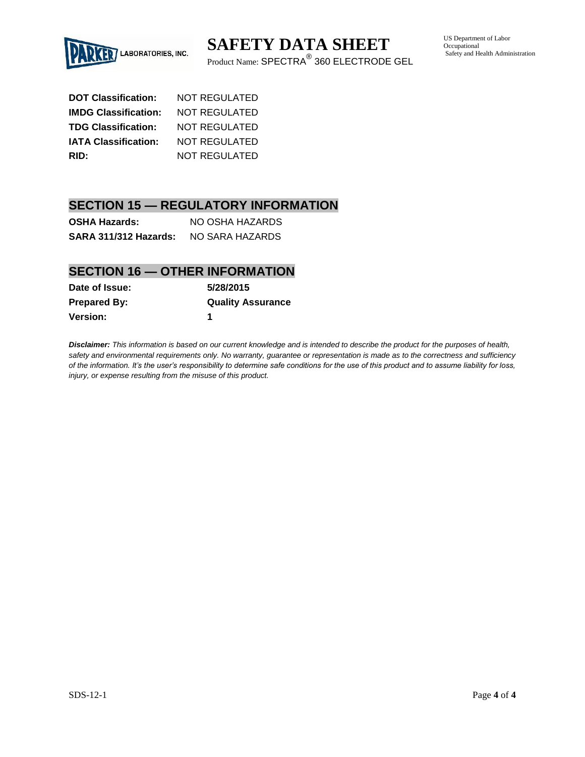| | |
|---|---|
| **DOT Classification:** | NOT REGULATED |
| **IMDG Classification:** | NOT REGULATED |
| **TDG Classification:** | NOT REGULATED |
| **IATA Classification:** | NOT REGULATED |
| **RID:** | NOT REGULATED |

## SECTION 15 — REGULATORY INFORMATION

| | |
|---|---|
| **OSHA Hazards:** | NO OSHA HAZARDS |
| **SARA 311/312 Hazards:** | NO SARA HAZARDS |

## SECTION 16 — OTHER INFORMATION

| | |
|---|---|
| **Date of Issue:** | **5/28/2015** |
| **Prepared By:** | **Quality Assurance** |
| **Version:** | **1** |

***Disclaimer:*** *This information is based on our current knowledge and is intended to describe the product for the purposes of health, safety and environmental requirements only. No warranty, guarantee or representation is made as to the correctness and sufficiency of the information. It's the user's responsibility to determine safe conditions for the use of this product and to assume liability for loss, injury, or expense resulting from the misuse of this product.*

SDS-12-1